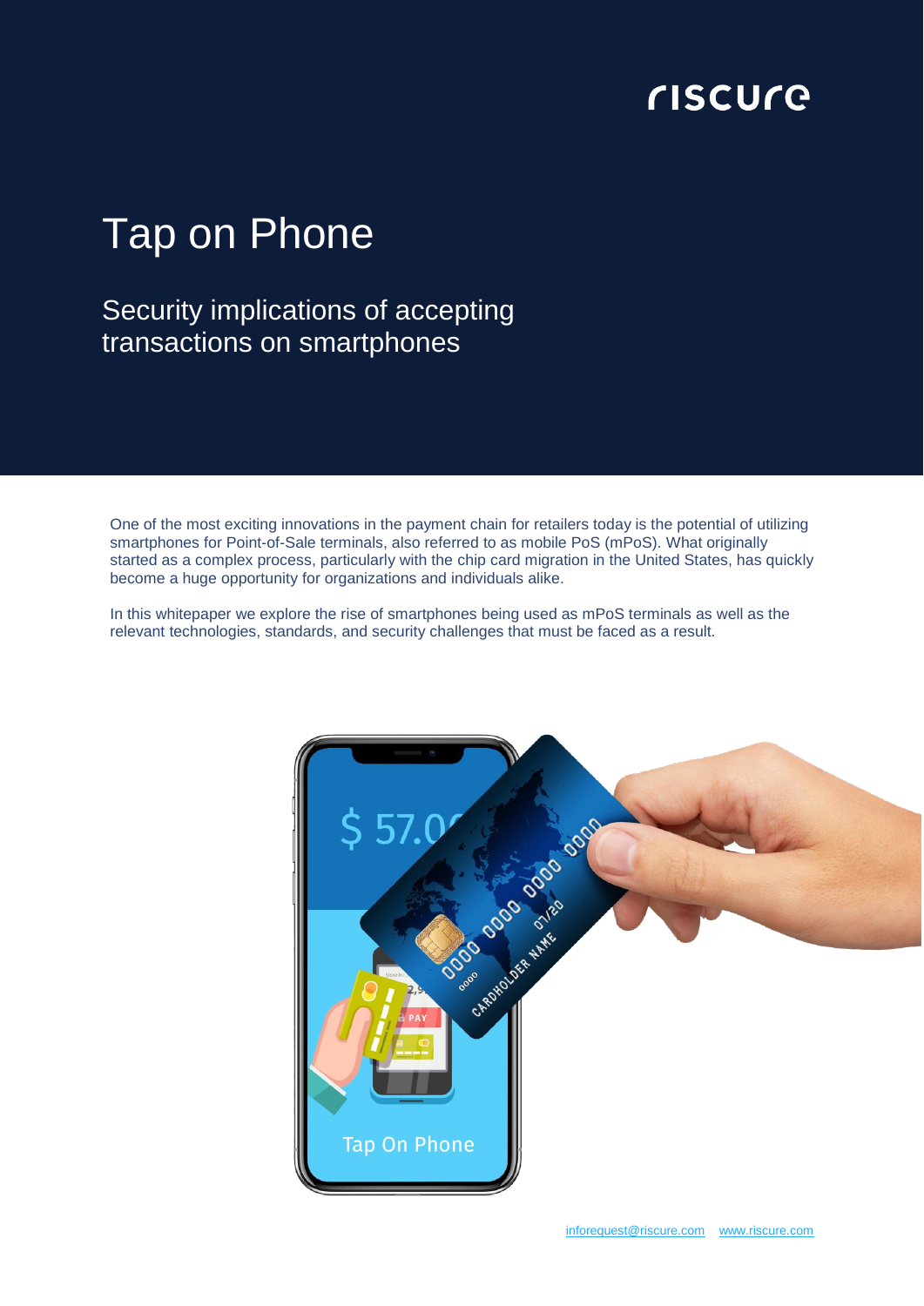riscure

# Tap on Phone

## Security implications of accepting transactions on smartphones

One of the most exciting innovations in the payment chain for retailers today is the potential of utilizing smartphones for Point-of-Sale terminals, also referred to as mobile PoS (mPoS). What originally started as a complex process, particularly with the chip card migration in the United States, has quickly become a huge opportunity for organizations and individuals alike.

In this whitepaper we explore the rise of smartphones being used as mPoS terminals as well as the relevant technologies, standards, and security challenges that must be faced as a result.

inforequest@riscure.com www.riscure.com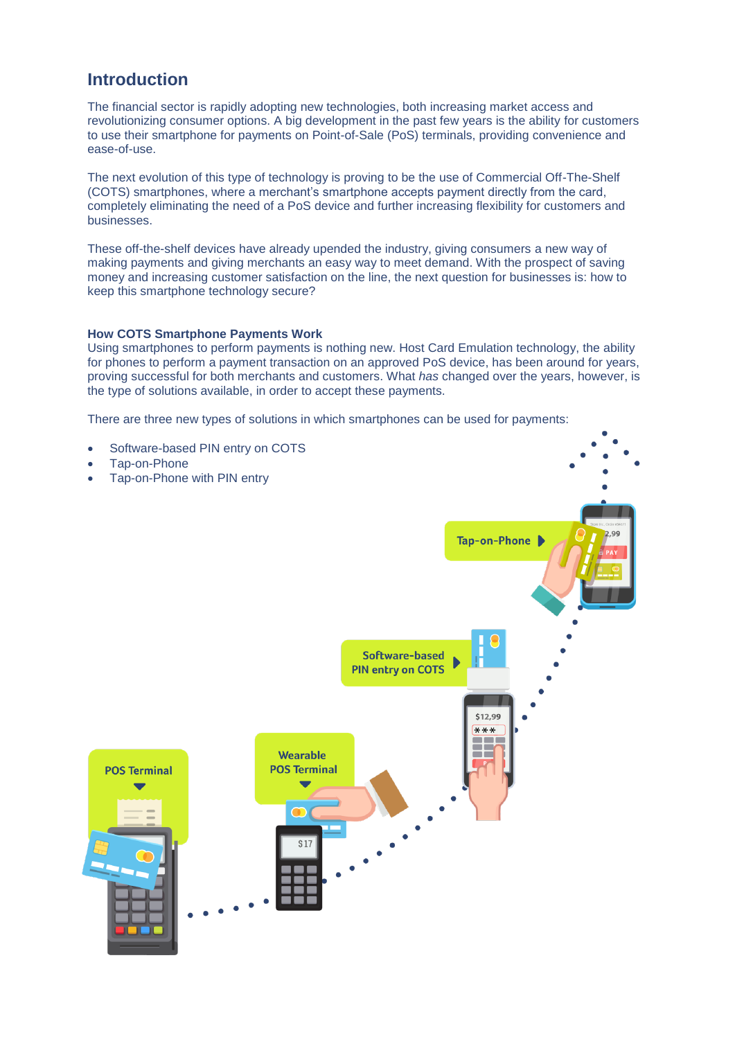## Introduction

The financial sector is rapidly adopting new technologies, both increasing market access and revolutionizing consumer options. A big development in the past few years is the ability for customers to use their smartphone for payments on Point-of-Sale (PoS) terminals, providing convenience and ease-of-use.

The next evolution of this type of technology is proving to be the use of Commercial Off-The-Shelf (COTS) smartphones, where a merchant's smartphone accepts payment directly from the card, completely eliminating the need of a PoS device and further increasing flexibility for customers and businesses.

These off-the-shelf devices have already upended the industry, giving consumers a new way of making payments and giving merchants an easy way to meet demand. With the prospect of saving money and increasing customer satisfaction on the line, the next question for businesses is: how to keep this smartphone technology secure?

### How COTS Smartphone Payments Work

Using smartphones to perform payments is nothing new. Host Card Emulation technology, the ability for phones to perform a payment transaction on an approved PoS device, has been around for years, proving successful for both merchants and customers. What *has* changed over the years, however, is the type of solutions available, in order to accept these payments.

There are three new types of solutions in which smartphones can be used for payments:

- Software-based PIN entry on COTS
- Tap-on-Phone
- Tap-on-Phone with PIN entry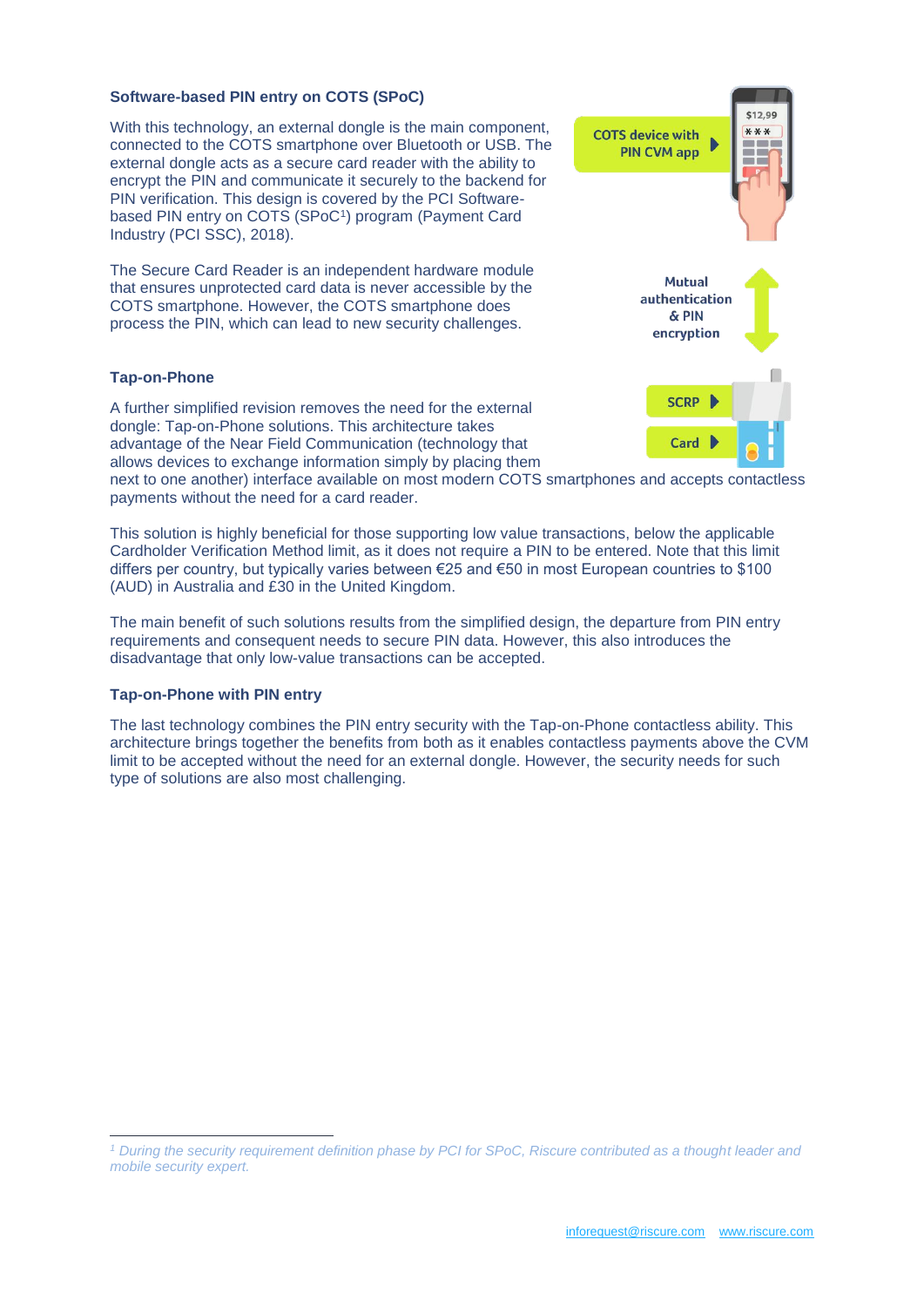### Software-based PIN entry on COTS (SPoC)

With this technology, an external dongle is the main component, connected to the COTS smartphone over Bluetooth or USB. The external dongle acts as a secure card reader with the ability to encrypt the PIN and communicate it securely to the backend for PIN verification. This design is covered by the PCI Software-based PIN entry on COTS (SPoC[1]) program (Payment Card Industry (PCI SSC), 2018).

The Secure Card Reader is an independent hardware module that ensures unprotected card data is never accessible by the COTS smartphone. However, the COTS smartphone does process the PIN, which can lead to new security challenges.

### Tap-on-Phone

A further simplified revision removes the need for the external dongle: Tap-on-Phone solutions. This architecture takes advantage of the Near Field Communication (technology that allows devices to exchange information simply by placing them next to one another) interface available on most modern COTS smartphones and accepts contactless payments without the need for a card reader.

This solution is highly beneficial for those supporting low value transactions, below the applicable Cardholder Verification Method limit, as it does not require a PIN to be entered. Note that this limit differs per country, but typically varies between €25 and €50 in most European countries to $100 (AUD) in Australia and £30 in the United Kingdom.

The main benefit of such solutions results from the simplified design, the departure from PIN entry requirements and consequent needs to secure PIN data. However, this also introduces the disadvantage that only low-value transactions can be accepted.

### Tap-on-Phone with PIN entry

The last technology combines the PIN entry security with the Tap-on-Phone contactless ability. This architecture brings together the benefits from both as it enables contactless payments above the CVM limit to be accepted without the need for an external dongle. However, the security needs for such type of solutions are also most challenging.

---

[1] *During the security requirement definition phase by PCI for SPoC, Riscure contributed as a thought leader and mobile security expert.*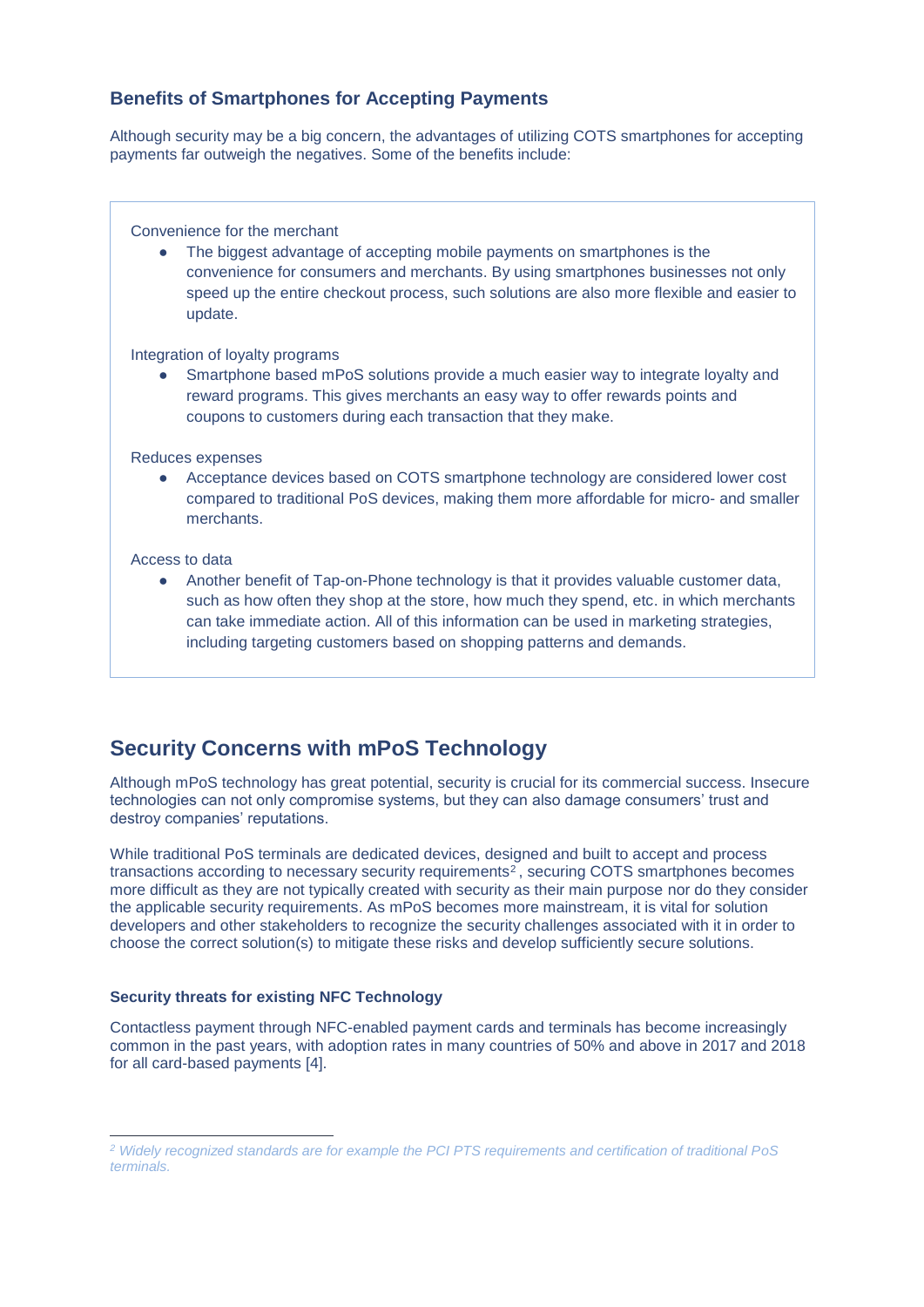### Benefits of Smartphones for Accepting Payments

Although security may be a big concern, the advantages of utilizing COTS smartphones for accepting payments far outweigh the negatives. Some of the benefits include:

Convenience for the merchant

- The biggest advantage of accepting mobile payments on smartphones is the convenience for consumers and merchants. By using smartphones businesses not only speed up the entire checkout process, such solutions are also more flexible and easier to update.

Integration of loyalty programs

- Smartphone based mPoS solutions provide a much easier way to integrate loyalty and reward programs. This gives merchants an easy way to offer rewards points and coupons to customers during each transaction that they make.

Reduces expenses

- Acceptance devices based on COTS smartphone technology are considered lower cost compared to traditional PoS devices, making them more affordable for micro- and smaller merchants.

Access to data

- Another benefit of Tap-on-Phone technology is that it provides valuable customer data, such as how often they shop at the store, how much they spend, etc. in which merchants can take immediate action. All of this information can be used in marketing strategies, including targeting customers based on shopping patterns and demands.

## Security Concerns with mPoS Technology

Although mPoS technology has great potential, security is crucial for its commercial success. Insecure technologies can not only compromise systems, but they can also damage consumers' trust and destroy companies' reputations.

While traditional PoS terminals are dedicated devices, designed and built to accept and process transactions according to necessary security requirements[2], securing COTS smartphones becomes more difficult as they are not typically created with security as their main purpose nor do they consider the applicable security requirements. As mPoS becomes more mainstream, it is vital for solution developers and other stakeholders to recognize the security challenges associated with it in order to choose the correct solution(s) to mitigate these risks and develop sufficiently secure solutions.

#### Security threats for existing NFC Technology

Contactless payment through NFC-enabled payment cards and terminals has become increasingly common in the past years, with adoption rates in many countries of 50% and above in 2017 and 2018 for all card-based payments [4].

---

[2] *Widely recognized standards are for example the PCI PTS requirements and certification of traditional PoS terminals.*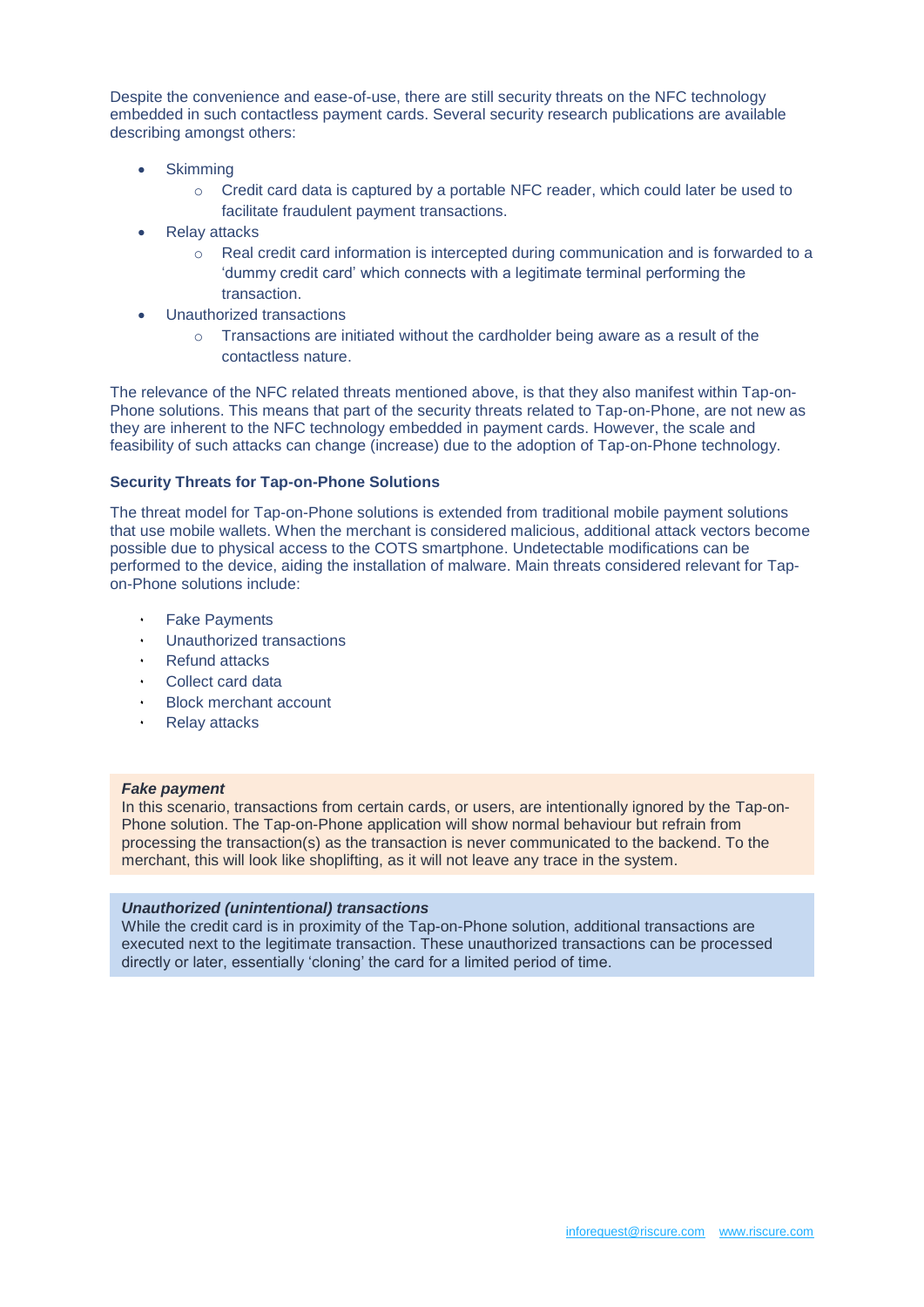Despite the convenience and ease-of-use, there are still security threats on the NFC technology embedded in such contactless payment cards. Several security research publications are available describing amongst others:

- Skimming
  - Credit card data is captured by a portable NFC reader, which could later be used to facilitate fraudulent payment transactions.
- Relay attacks
  - Real credit card information is intercepted during communication and is forwarded to a 'dummy credit card' which connects with a legitimate terminal performing the transaction.
- Unauthorized transactions
  - Transactions are initiated without the cardholder being aware as a result of the contactless nature.

The relevance of the NFC related threats mentioned above, is that they also manifest within Tap-on-Phone solutions. This means that part of the security threats related to Tap-on-Phone, are not new as they are inherent to the NFC technology embedded in payment cards. However, the scale and feasibility of such attacks can change (increase) due to the adoption of Tap-on-Phone technology.

### Security Threats for Tap-on-Phone Solutions

The threat model for Tap-on-Phone solutions is extended from traditional mobile payment solutions that use mobile wallets. When the merchant is considered malicious, additional attack vectors become possible due to physical access to the COTS smartphone. Undetectable modifications can be performed to the device, aiding the installation of malware. Main threats considered relevant for Tap-on-Phone solutions include:

- Fake Payments
- Unauthorized transactions
- Refund attacks
- Collect card data
- Block merchant account
- Relay attacks

***Fake payment***
In this scenario, transactions from certain cards, or users, are intentionally ignored by the Tap-on-Phone solution. The Tap-on-Phone application will show normal behaviour but refrain from processing the transaction(s) as the transaction is never communicated to the backend. To the merchant, this will look like shoplifting, as it will not leave any trace in the system.

***Unauthorized (unintentional) transactions***
While the credit card is in proximity of the Tap-on-Phone solution, additional transactions are executed next to the legitimate transaction. These unauthorized transactions can be processed directly or later, essentially 'cloning' the card for a limited period of time.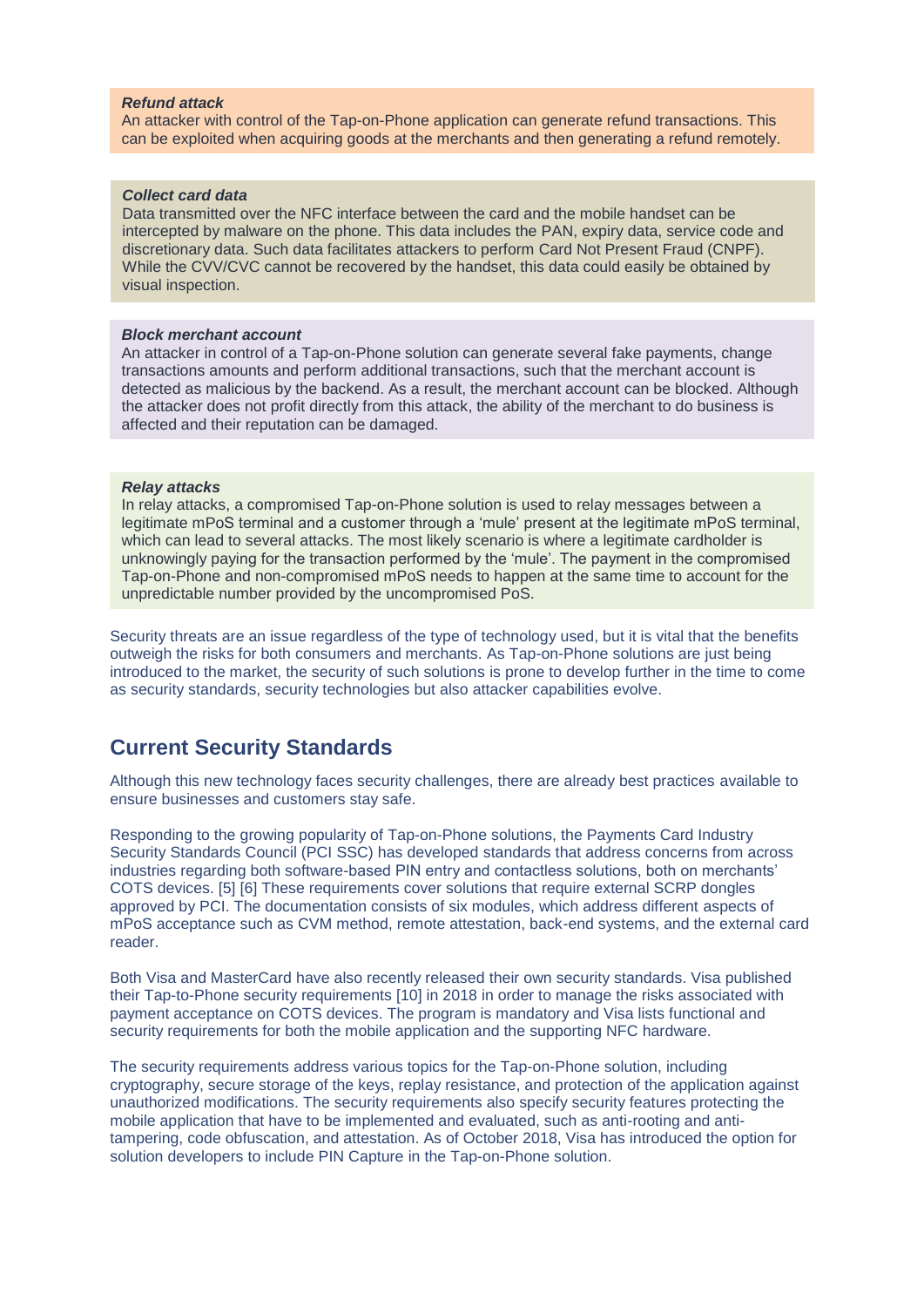***Refund attack***

An attacker with control of the Tap-on-Phone application can generate refund transactions. This can be exploited when acquiring goods at the merchants and then generating a refund remotely.

***Collect card data***

Data transmitted over the NFC interface between the card and the mobile handset can be intercepted by malware on the phone. This data includes the PAN, expiry data, service code and discretionary data. Such data facilitates attackers to perform Card Not Present Fraud (CNPF). While the CVV/CVC cannot be recovered by the handset, this data could easily be obtained by visual inspection.

***Block merchant account***

An attacker in control of a Tap-on-Phone solution can generate several fake payments, change transactions amounts and perform additional transactions, such that the merchant account is detected as malicious by the backend. As a result, the merchant account can be blocked. Although the attacker does not profit directly from this attack, the ability of the merchant to do business is affected and their reputation can be damaged.

***Relay attacks***

In relay attacks, a compromised Tap-on-Phone solution is used to relay messages between a legitimate mPoS terminal and a customer through a 'mule' present at the legitimate mPoS terminal, which can lead to several attacks. The most likely scenario is where a legitimate cardholder is unknowingly paying for the transaction performed by the 'mule'. The payment in the compromised Tap-on-Phone and non-compromised mPoS needs to happen at the same time to account for the unpredictable number provided by the uncompromised PoS.

Security threats are an issue regardless of the type of technology used, but it is vital that the benefits outweigh the risks for both consumers and merchants. As Tap-on-Phone solutions are just being introduced to the market, the security of such solutions is prone to develop further in the time to come as security standards, security technologies but also attacker capabilities evolve.

## Current Security Standards

Although this new technology faces security challenges, there are already best practices available to ensure businesses and customers stay safe.

Responding to the growing popularity of Tap-on-Phone solutions, the Payments Card Industry Security Standards Council (PCI SSC) has developed standards that address concerns from across industries regarding both software-based PIN entry and contactless solutions, both on merchants' COTS devices. [5] [6] These requirements cover solutions that require external SCRP dongles approved by PCI. The documentation consists of six modules, which address different aspects of mPoS acceptance such as CVM method, remote attestation, back-end systems, and the external card reader.

Both Visa and MasterCard have also recently released their own security standards. Visa published their Tap-to-Phone security requirements [10] in 2018 in order to manage the risks associated with payment acceptance on COTS devices. The program is mandatory and Visa lists functional and security requirements for both the mobile application and the supporting NFC hardware.

The security requirements address various topics for the Tap-on-Phone solution, including cryptography, secure storage of the keys, replay resistance, and protection of the application against unauthorized modifications. The security requirements also specify security features protecting the mobile application that have to be implemented and evaluated, such as anti-rooting and anti-tampering, code obfuscation, and attestation. As of October 2018, Visa has introduced the option for solution developers to include PIN Capture in the Tap-on-Phone solution.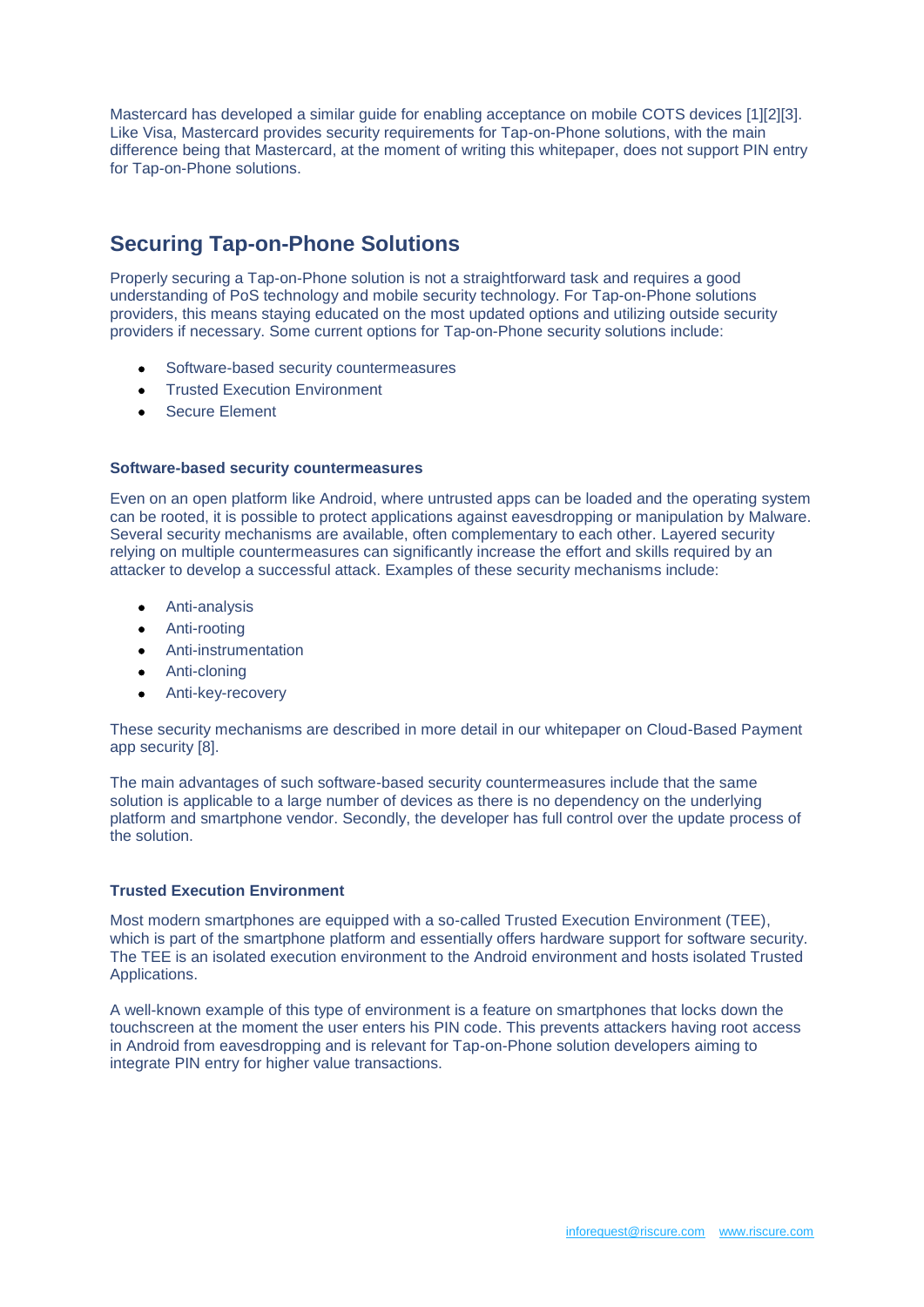Mastercard has developed a similar guide for enabling acceptance on mobile COTS devices [1][2][3]. Like Visa, Mastercard provides security requirements for Tap-on-Phone solutions, with the main difference being that Mastercard, at the moment of writing this whitepaper, does not support PIN entry for Tap-on-Phone solutions.

## Securing Tap-on-Phone Solutions

Properly securing a Tap-on-Phone solution is not a straightforward task and requires a good understanding of PoS technology and mobile security technology. For Tap-on-Phone solutions providers, this means staying educated on the most updated options and utilizing outside security providers if necessary. Some current options for Tap-on-Phone security solutions include:

- Software-based security countermeasures
- Trusted Execution Environment
- Secure Element

#### Software-based security countermeasures

Even on an open platform like Android, where untrusted apps can be loaded and the operating system can be rooted, it is possible to protect applications against eavesdropping or manipulation by Malware. Several security mechanisms are available, often complementary to each other. Layered security relying on multiple countermeasures can significantly increase the effort and skills required by an attacker to develop a successful attack. Examples of these security mechanisms include:

- Anti-analysis
- Anti-rooting
- Anti-instrumentation
- Anti-cloning
- Anti-key-recovery

These security mechanisms are described in more detail in our whitepaper on Cloud-Based Payment app security [8].

The main advantages of such software-based security countermeasures include that the same solution is applicable to a large number of devices as there is no dependency on the underlying platform and smartphone vendor. Secondly, the developer has full control over the update process of the solution.

#### Trusted Execution Environment

Most modern smartphones are equipped with a so-called Trusted Execution Environment (TEE), which is part of the smartphone platform and essentially offers hardware support for software security. The TEE is an isolated execution environment to the Android environment and hosts isolated Trusted Applications.

A well-known example of this type of environment is a feature on smartphones that locks down the touchscreen at the moment the user enters his PIN code. This prevents attackers having root access in Android from eavesdropping and is relevant for Tap-on-Phone solution developers aiming to integrate PIN entry for higher value transactions.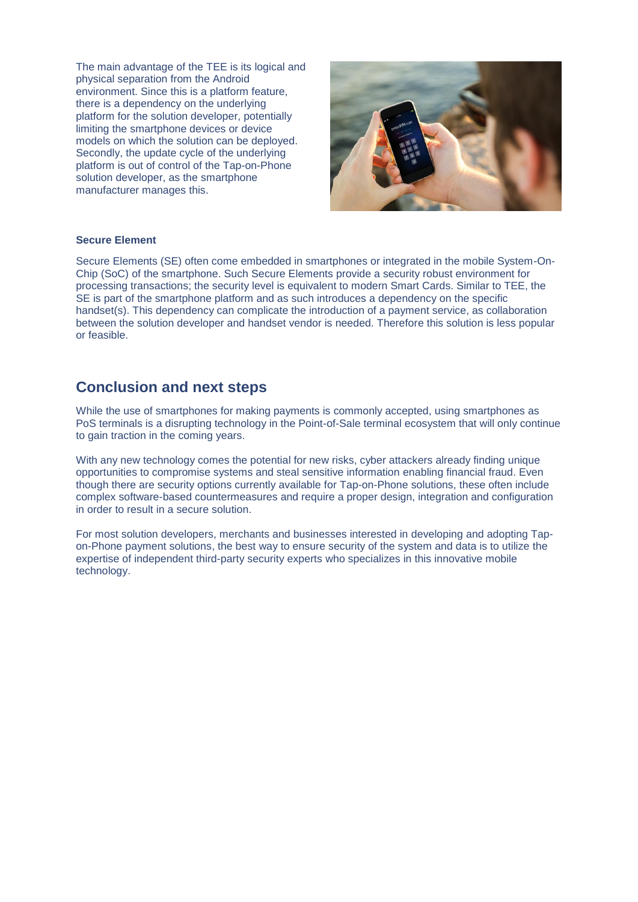The main advantage of the TEE is its logical and physical separation from the Android environment. Since this is a platform feature, there is a dependency on the underlying platform for the solution developer, potentially limiting the smartphone devices or device models on which the solution can be deployed. Secondly, the update cycle of the underlying platform is out of control of the Tap-on-Phone solution developer, as the smartphone manufacturer manages this.

**Secure Element**

Secure Elements (SE) often come embedded in smartphones or integrated in the mobile System-On-Chip (SoC) of the smartphone. Such Secure Elements provide a security robust environment for processing transactions; the security level is equivalent to modern Smart Cards. Similar to TEE, the SE is part of the smartphone platform and as such introduces a dependency on the specific handset(s). This dependency can complicate the introduction of a payment service, as collaboration between the solution developer and handset vendor is needed. Therefore this solution is less popular or feasible.

## Conclusion and next steps

While the use of smartphones for making payments is commonly accepted, using smartphones as PoS terminals is a disrupting technology in the Point-of-Sale terminal ecosystem that will only continue to gain traction in the coming years.

With any new technology comes the potential for new risks, cyber attackers already finding unique opportunities to compromise systems and steal sensitive information enabling financial fraud. Even though there are security options currently available for Tap-on-Phone solutions, these often include complex software-based countermeasures and require a proper design, integration and configuration in order to result in a secure solution.

For most solution developers, merchants and businesses interested in developing and adopting Tap-on-Phone payment solutions, the best way to ensure security of the system and data is to utilize the expertise of independent third-party security experts who specializes in this innovative mobile technology.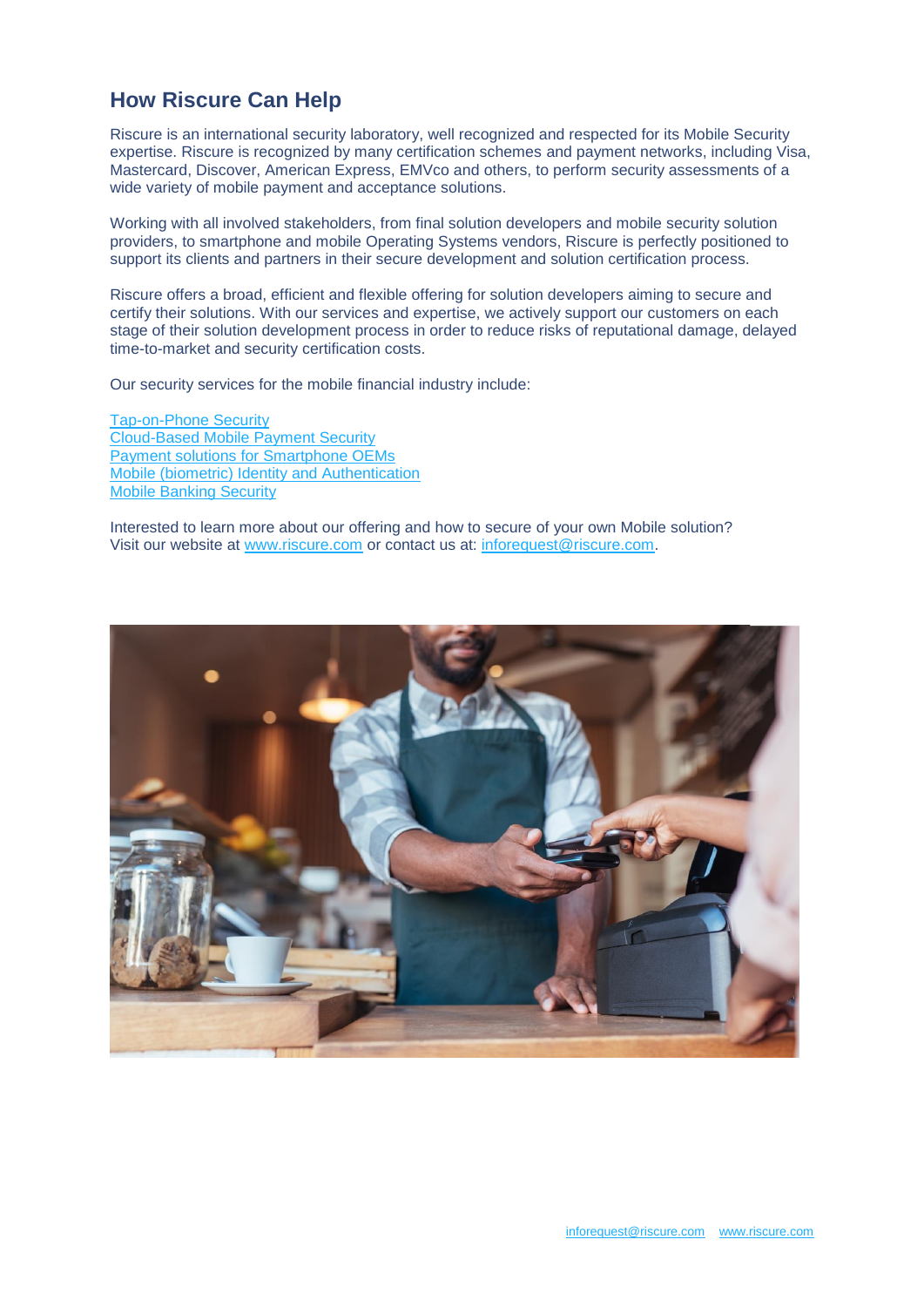## How Riscure Can Help

Riscure is an international security laboratory, well recognized and respected for its Mobile Security expertise. Riscure is recognized by many certification schemes and payment networks, including Visa, Mastercard, Discover, American Express, EMVco and others, to perform security assessments of a wide variety of mobile payment and acceptance solutions.

Working with all involved stakeholders, from final solution developers and mobile security solution providers, to smartphone and mobile Operating Systems vendors, Riscure is perfectly positioned to support its clients and partners in their secure development and solution certification process.

Riscure offers a broad, efficient and flexible offering for solution developers aiming to secure and certify their solutions. With our services and expertise, we actively support our customers on each stage of their solution development process in order to reduce risks of reputational damage, delayed time-to-market and security certification costs.

Our security services for the mobile financial industry include:

Tap-on-Phone Security
Cloud-Based Mobile Payment Security
Payment solutions for Smartphone OEMs
Mobile (biometric) Identity and Authentication
Mobile Banking Security

Interested to learn more about our offering and how to secure of your own Mobile solution?
Visit our website at www.riscure.com or contact us at: inforequest@riscure.com.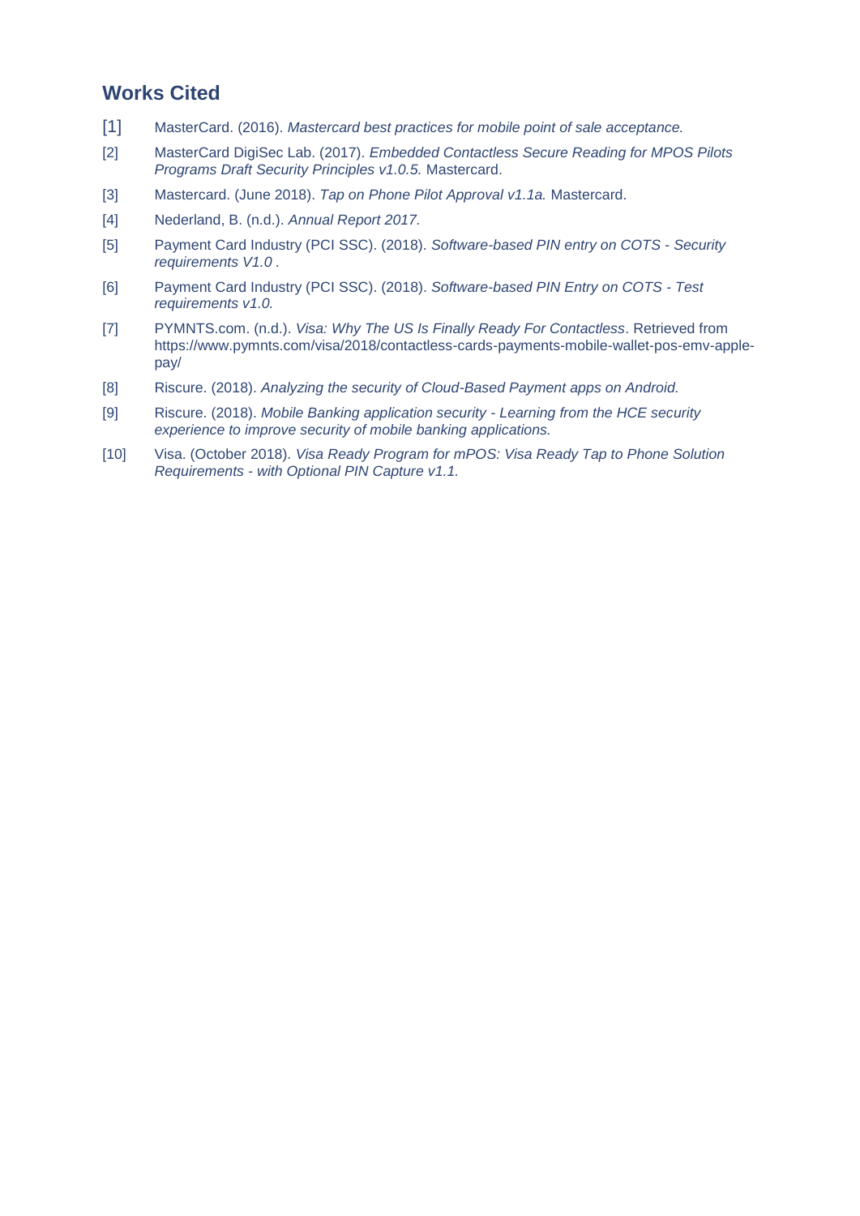## Works Cited

[1] MasterCard. (2016). *Mastercard best practices for mobile point of sale acceptance.*

[2] MasterCard DigiSec Lab. (2017). *Embedded Contactless Secure Reading for MPOS Pilots Programs Draft Security Principles v1.0.5.* Mastercard.

[3] Mastercard. (June 2018). *Tap on Phone Pilot Approval v1.1a.* Mastercard.

[4] Nederland, B. (n.d.). *Annual Report 2017.*

[5] Payment Card Industry (PCI SSC). (2018). *Software-based PIN entry on COTS - Security requirements V1.0 .*

[6] Payment Card Industry (PCI SSC). (2018). *Software-based PIN Entry on COTS - Test requirements v1.0.*

[7] PYMNTS.com. (n.d.). *Visa: Why The US Is Finally Ready For Contactless*. Retrieved from https://www.pymnts.com/visa/2018/contactless-cards-payments-mobile-wallet-pos-emv-apple-pay/

[8] Riscure. (2018). *Analyzing the security of Cloud-Based Payment apps on Android.*

[9] Riscure. (2018). *Mobile Banking application security - Learning from the HCE security experience to improve security of mobile banking applications.*

[10] Visa. (October 2018). *Visa Ready Program for mPOS: Visa Ready Tap to Phone Solution Requirements - with Optional PIN Capture v1.1.*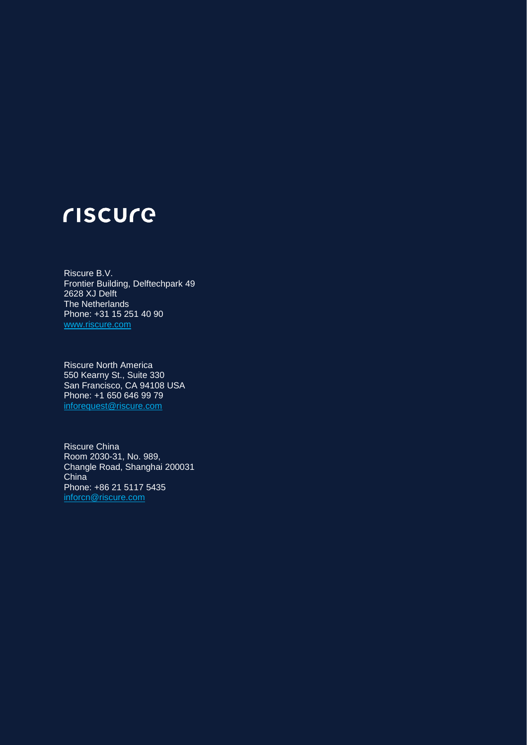riscure

Riscure B.V.
Frontier Building, Delftechpark 49
2628 XJ Delft
The Netherlands
Phone: +31 15 251 40 90
www.riscure.com

Riscure North America
550 Kearny St., Suite 330
San Francisco, CA 94108 USA
Phone: +1 650 646 99 79
inforequest@riscure.com

Riscure China
Room 2030-31, No. 989,
Changle Road, Shanghai 200031
China
Phone: +86 21 5117 5435
inforcn@riscure.com